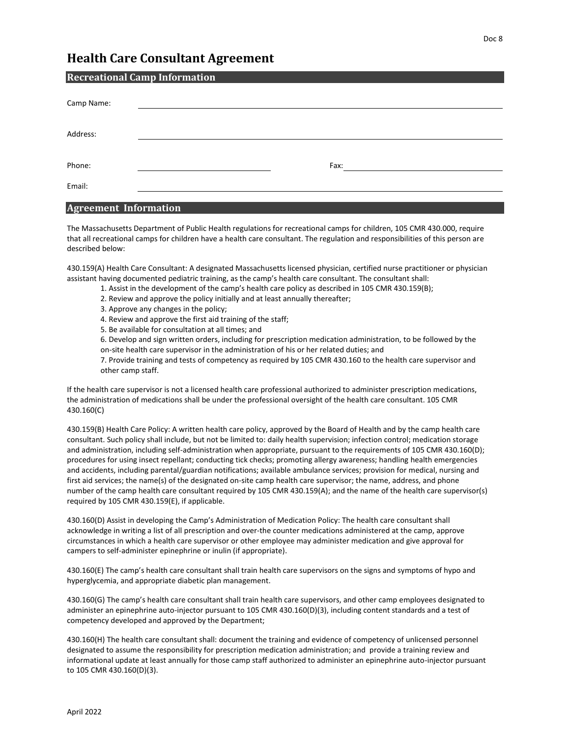# Health Care Consultant Agreement

## Recreational Camp Information

Camp Name: \_\_\_\_\_\_\_\_\_\_\_\_\_\_\_\_\_\_\_\_\_\_\_\_\_\_\_\_\_\_\_\_\_\_\_\_\_\_\_\_

Address: \_\_\_\_\_\_\_\_\_\_\_\_\_\_\_\_\_\_\_\_\_\_\_\_\_\_\_\_\_\_\_\_\_\_\_\_\_\_\_\_

Phone: \_\_\_\_\_\_\_\_\_\_\_\_\_\_\_\_\_\_\_\_ Fax: \_\_\_\_\_\_\_\_\_\_\_\_\_\_\_\_\_\_\_\_

Email: \_\_\_\_\_\_\_\_\_\_\_\_\_\_\_\_\_\_\_\_\_\_\_\_\_\_\_\_\_\_\_\_\_\_\_\_\_\_\_\_

## Agreement Information

The Massachusetts Department of Public Health regulations for recreational camps for children, 105 CMR 430.000, require that all recreational camps for children have a health care consultant. The regulation and responsibilities of this person are described below:

430.159(A) Health Care Consultant: A designated Massachusetts licensed physician, certified nurse practitioner or physician assistant having documented pediatric training, as the camp's health care consultant. The consultant shall:

1. Assist in the development of the camp's health care policy as described in 105 CMR 430.159(B);
2. Review and approve the policy initially and at least annually thereafter;
3. Approve any changes in the policy;
4. Review and approve the first aid training of the staff;
5. Be available for consultation at all times; and
6. Develop and sign written orders, including for prescription medication administration, to be followed by the on-site health care supervisor in the administration of his or her related duties; and
7. Provide training and tests of competency as required by 105 CMR 430.160 to the health care supervisor and other camp staff.

If the health care supervisor is not a licensed health care professional authorized to administer prescription medications, the administration of medications shall be under the professional oversight of the health care consultant. 105 CMR 430.160(C)

430.159(B) Health Care Policy: A written health care policy, approved by the Board of Health and by the camp health care consultant. Such policy shall include, but not be limited to: daily health supervision; infection control; medication storage and administration, including self-administration when appropriate, pursuant to the requirements of 105 CMR 430.160(D); procedures for using insect repellant; conducting tick checks; promoting allergy awareness; handling health emergencies and accidents, including parental/guardian notifications; available ambulance services; provision for medical, nursing and first aid services; the name(s) of the designated on-site camp health care supervisor; the name, address, and phone number of the camp health care consultant required by 105 CMR 430.159(A); and the name of the health care supervisor(s) required by 105 CMR 430.159(E), if applicable.

430.160(D) Assist in developing the Camp's Administration of Medication Policy: The health care consultant shall acknowledge in writing a list of all prescription and over-the counter medications administered at the camp, approve circumstances in which a health care supervisor or other employee may administer medication and give approval for campers to self-administer epinephrine or inulin (if appropriate).

430.160(E) The camp's health care consultant shall train health care supervisors on the signs and symptoms of hypo and hyperglycemia, and appropriate diabetic plan management.

430.160(G) The camp's health care consultant shall train health care supervisors, and other camp employees designated to administer an epinephrine auto-injector pursuant to 105 CMR 430.160(D)(3), including content standards and a test of competency developed and approved by the Department;

430.160(H) The health care consultant shall: document the training and evidence of competency of unlicensed personnel designated to assume the responsibility for prescription medication administration; and provide a training review and informational update at least annually for those camp staff authorized to administer an epinephrine auto-injector pursuant to 105 CMR 430.160(D)(3).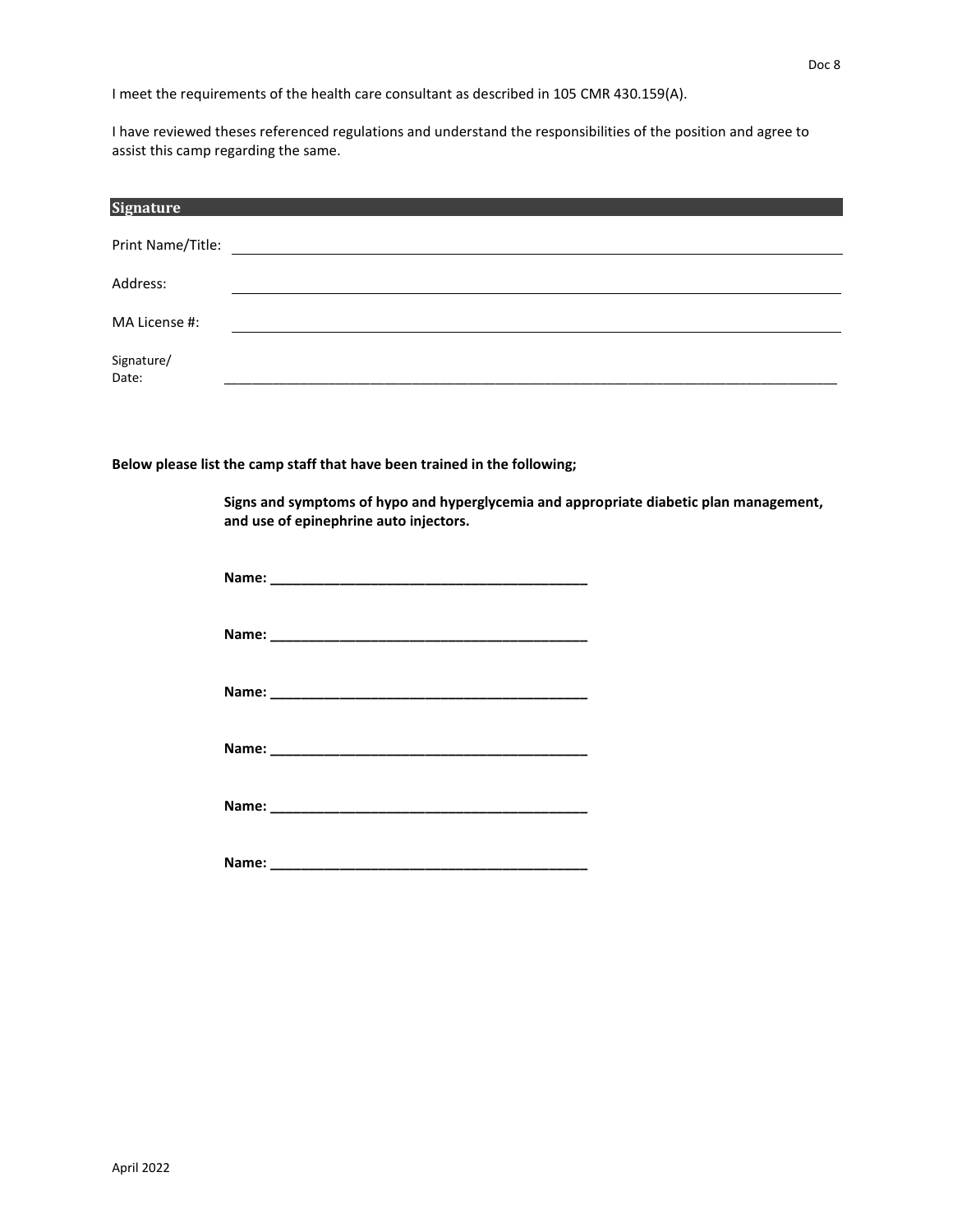I meet the requirements of the health care consultant as described in 105 CMR 430.159(A).

I have reviewed theses referenced regulations and understand the responsibilities of the position and agree to assist this camp regarding the same.

## Signature

Print Name/Title: ______________________________________________

Address: ______________________________________________

MA License #: ______________________________________________

Signature/
Date: ______________________________________________

**Below please list the camp staff that have been trained in the following;**

**Signs and symptoms of hypo and hyperglycemia and appropriate diabetic plan management, and use of epinephrine auto injectors.**

**Name: ___________________________________________**

**Name: ___________________________________________**

**Name: ___________________________________________**

**Name: ___________________________________________**

**Name: ___________________________________________**

**Name: ___________________________________________**